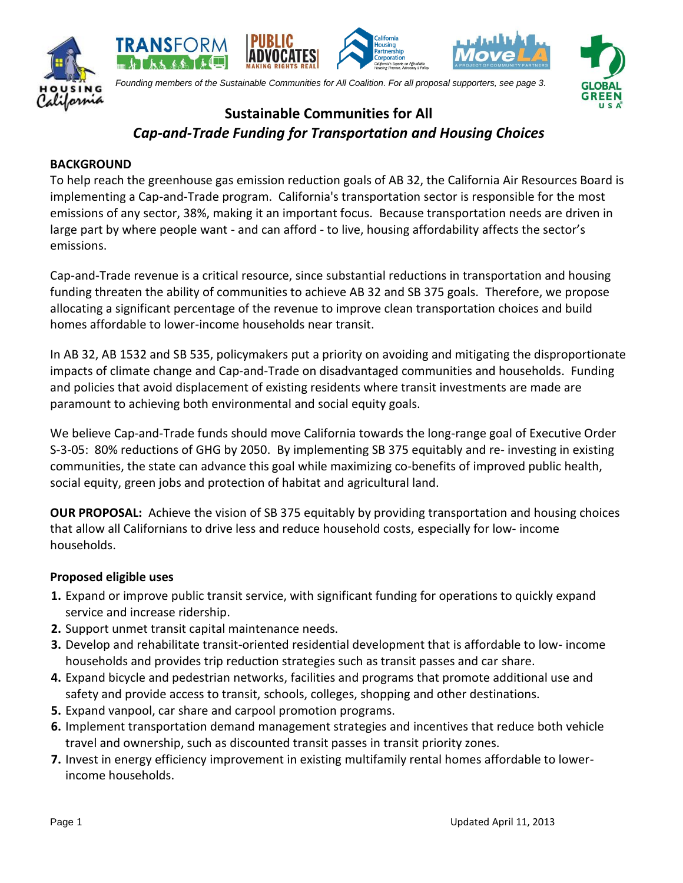*Founding members of the Sustainable Communities for All Coalition. For all proposal supporters, see page 3.*

# Sustainable Communities for All

## *Cap-and-Trade Funding for Transportation and Housing Choices*

**BACKGROUND**

To help reach the greenhouse gas emission reduction goals of AB 32, the California Air Resources Board is implementing a Cap-and-Trade program. California's transportation sector is responsible for the most emissions of any sector, 38%, making it an important focus. Because transportation needs are driven in large part by where people want - and can afford - to live, housing affordability affects the sector's emissions.

Cap-and-Trade revenue is a critical resource, since substantial reductions in transportation and housing funding threaten the ability of communities to achieve AB 32 and SB 375 goals. Therefore, we propose allocating a significant percentage of the revenue to improve clean transportation choices and build homes affordable to lower-income households near transit.

In AB 32, AB 1532 and SB 535, policymakers put a priority on avoiding and mitigating the disproportionate impacts of climate change and Cap-and-Trade on disadvantaged communities and households. Funding and policies that avoid displacement of existing residents where transit investments are made are paramount to achieving both environmental and social equity goals.

We believe Cap-and-Trade funds should move California towards the long-range goal of Executive Order S-3-05: 80% reductions of GHG by 2050. By implementing SB 375 equitably and re- investing in existing communities, the state can advance this goal while maximizing co-benefits of improved public health, social equity, green jobs and protection of habitat and agricultural land.

**OUR PROPOSAL:** Achieve the vision of SB 375 equitably by providing transportation and housing choices that allow all Californians to drive less and reduce household costs, especially for low- income households.

**Proposed eligible uses**

1. Expand or improve public transit service, with significant funding for operations to quickly expand service and increase ridership.
2. Support unmet transit capital maintenance needs.
3. Develop and rehabilitate transit-oriented residential development that is affordable to low- income households and provides trip reduction strategies such as transit passes and car share.
4. Expand bicycle and pedestrian networks, facilities and programs that promote additional use and safety and provide access to transit, schools, colleges, shopping and other destinations.
5. Expand vanpool, car share and carpool promotion programs.
6. Implement transportation demand management strategies and incentives that reduce both vehicle travel and ownership, such as discounted transit passes in transit priority zones.
7. Invest in energy efficiency improvement in existing multifamily rental homes affordable to lower-income households.

Updated April 11, 2013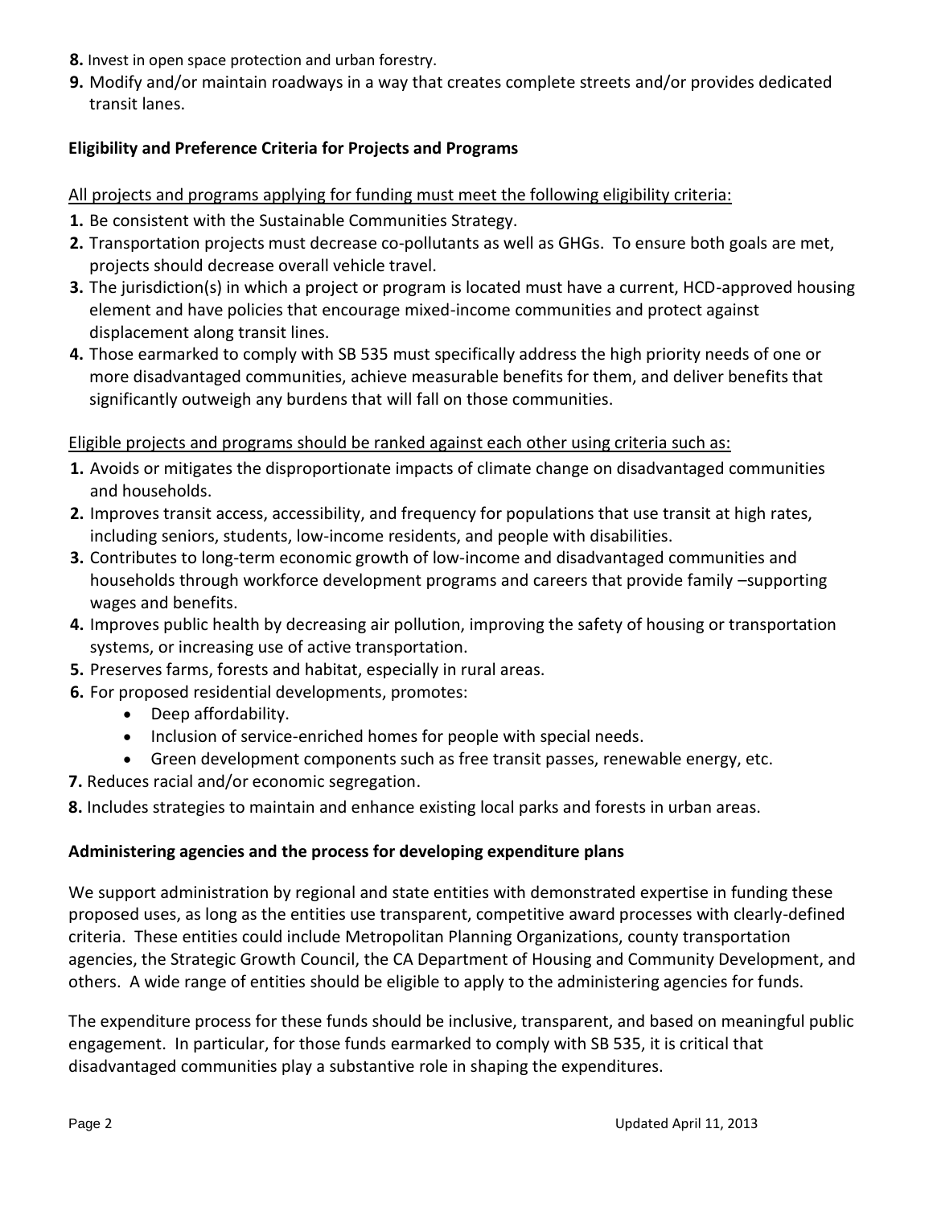8. Invest in open space protection and urban forestry.
9. Modify and/or maintain roadways in a way that creates complete streets and/or provides dedicated transit lanes.

**Eligibility and Preference Criteria for Projects and Programs**

All projects and programs applying for funding must meet the following eligibility criteria:

1. Be consistent with the Sustainable Communities Strategy.
2. Transportation projects must decrease co-pollutants as well as GHGs. To ensure both goals are met, projects should decrease overall vehicle travel.
3. The jurisdiction(s) in which a project or program is located must have a current, HCD-approved housing element and have policies that encourage mixed-income communities and protect against displacement along transit lines.
4. Those earmarked to comply with SB 535 must specifically address the high priority needs of one or more disadvantaged communities, achieve measurable benefits for them, and deliver benefits that significantly outweigh any burdens that will fall on those communities.

Eligible projects and programs should be ranked against each other using criteria such as:

1. Avoids or mitigates the disproportionate impacts of climate change on disadvantaged communities and households.
2. Improves transit access, accessibility, and frequency for populations that use transit at high rates, including seniors, students, low-income residents, and people with disabilities.
3. Contributes to long-term economic growth of low-income and disadvantaged communities and households through workforce development programs and careers that provide family –supporting wages and benefits.
4. Improves public health by decreasing air pollution, improving the safety of housing or transportation systems, or increasing use of active transportation.
5. Preserves farms, forests and habitat, especially in rural areas.
6. For proposed residential developments, promotes:
   - Deep affordability.
   - Inclusion of service-enriched homes for people with special needs.
   - Green development components such as free transit passes, renewable energy, etc.
7. Reduces racial and/or economic segregation.
8. Includes strategies to maintain and enhance existing local parks and forests in urban areas.

**Administering agencies and the process for developing expenditure plans**

We support administration by regional and state entities with demonstrated expertise in funding these proposed uses, as long as the entities use transparent, competitive award processes with clearly-defined criteria. These entities could include Metropolitan Planning Organizations, county transportation agencies, the Strategic Growth Council, the CA Department of Housing and Community Development, and others. A wide range of entities should be eligible to apply to the administering agencies for funds.

The expenditure process for these funds should be inclusive, transparent, and based on meaningful public engagement. In particular, for those funds earmarked to comply with SB 535, it is critical that disadvantaged communities play a substantive role in shaping the expenditures.

Updated April 11, 2013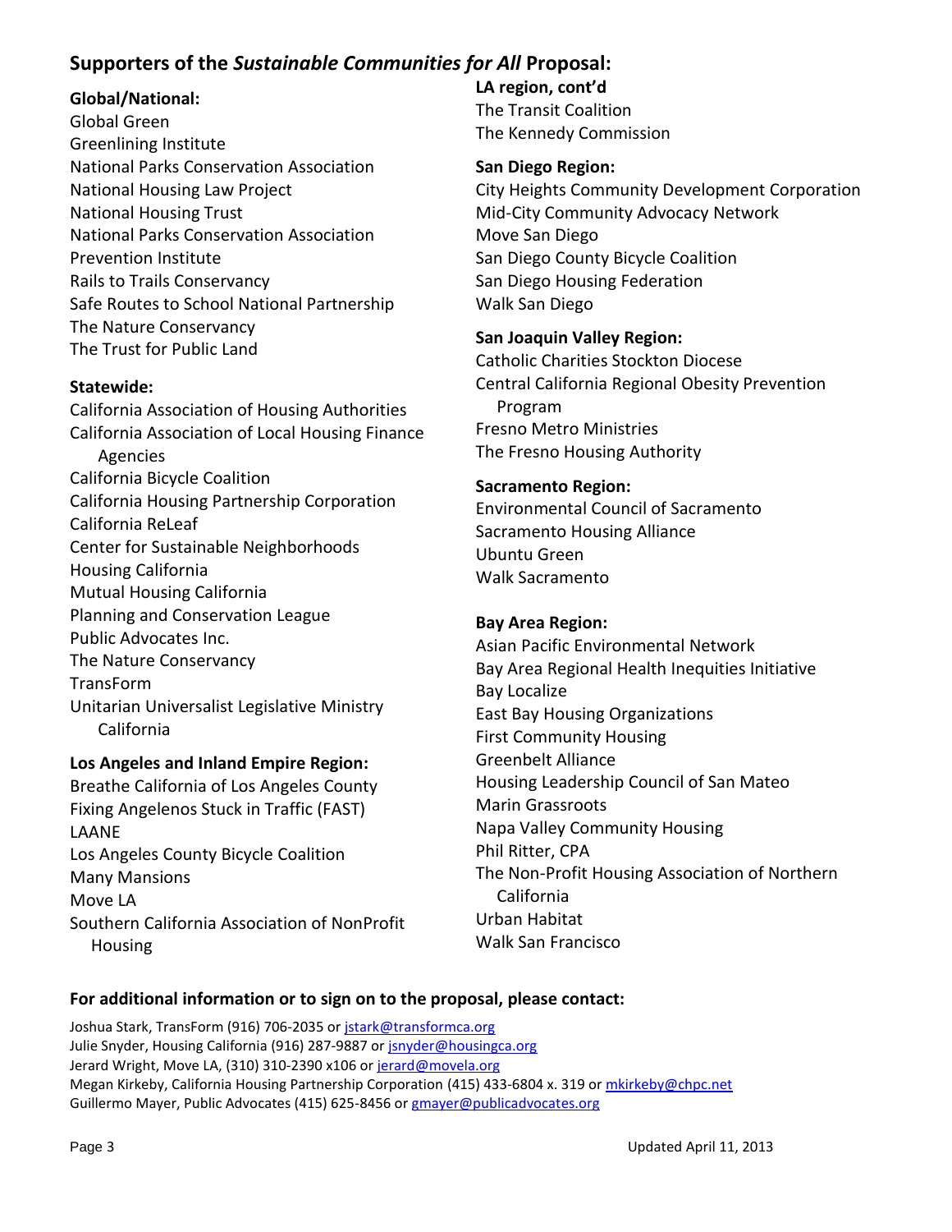## Supporters of the *Sustainable Communities for All* Proposal:

**Global/National:**

Global Green
Greenlining Institute
National Parks Conservation Association
National Housing Law Project
National Housing Trust
National Parks Conservation Association
Prevention Institute
Rails to Trails Conservancy
Safe Routes to School National Partnership
The Nature Conservancy
The Trust for Public Land

**Statewide:**

California Association of Housing Authorities
California Association of Local Housing Finance Agencies
California Bicycle Coalition
California Housing Partnership Corporation
California ReLeaf
Center for Sustainable Neighborhoods
Housing California
Mutual Housing California
Planning and Conservation League
Public Advocates Inc.
The Nature Conservancy
TransForm
Unitarian Universalist Legislative Ministry California

**Los Angeles and Inland Empire Region:**

Breathe California of Los Angeles County
Fixing Angelenos Stuck in Traffic (FAST)
LAANE
Los Angeles County Bicycle Coalition
Many Mansions
Move LA
Southern California Association of NonProfit Housing

**LA region, cont'd**

The Transit Coalition
The Kennedy Commission

**San Diego Region:**

City Heights Community Development Corporation
Mid-City Community Advocacy Network
Move San Diego
San Diego County Bicycle Coalition
San Diego Housing Federation
Walk San Diego

**San Joaquin Valley Region:**

Catholic Charities Stockton Diocese
Central California Regional Obesity Prevention Program
Fresno Metro Ministries
The Fresno Housing Authority

**Sacramento Region:**

Environmental Council of Sacramento
Sacramento Housing Alliance
Ubuntu Green
Walk Sacramento

**Bay Area Region:**

Asian Pacific Environmental Network
Bay Area Regional Health Inequities Initiative
Bay Localize
East Bay Housing Organizations
First Community Housing
Greenbelt Alliance
Housing Leadership Council of San Mateo
Marin Grassroots
Napa Valley Community Housing
Phil Ritter, CPA
The Non-Profit Housing Association of Northern California
Urban Habitat
Walk San Francisco

### For additional information or to sign on to the proposal, please contact:

Joshua Stark, TransForm (916) 706-2035 or jstark@transformca.org
Julie Snyder, Housing California (916) 287-9887 or jsnyder@housingca.org
Jerard Wright, Move LA, (310) 310-2390 x106 or jerard@movela.org
Megan Kirkeby, California Housing Partnership Corporation (415) 433-6804 x. 319 or mkirkeby@chpc.net
Guillermo Mayer, Public Advocates (415) 625-8456 or gmayer@publicadvocates.org

Updated April 11, 2013